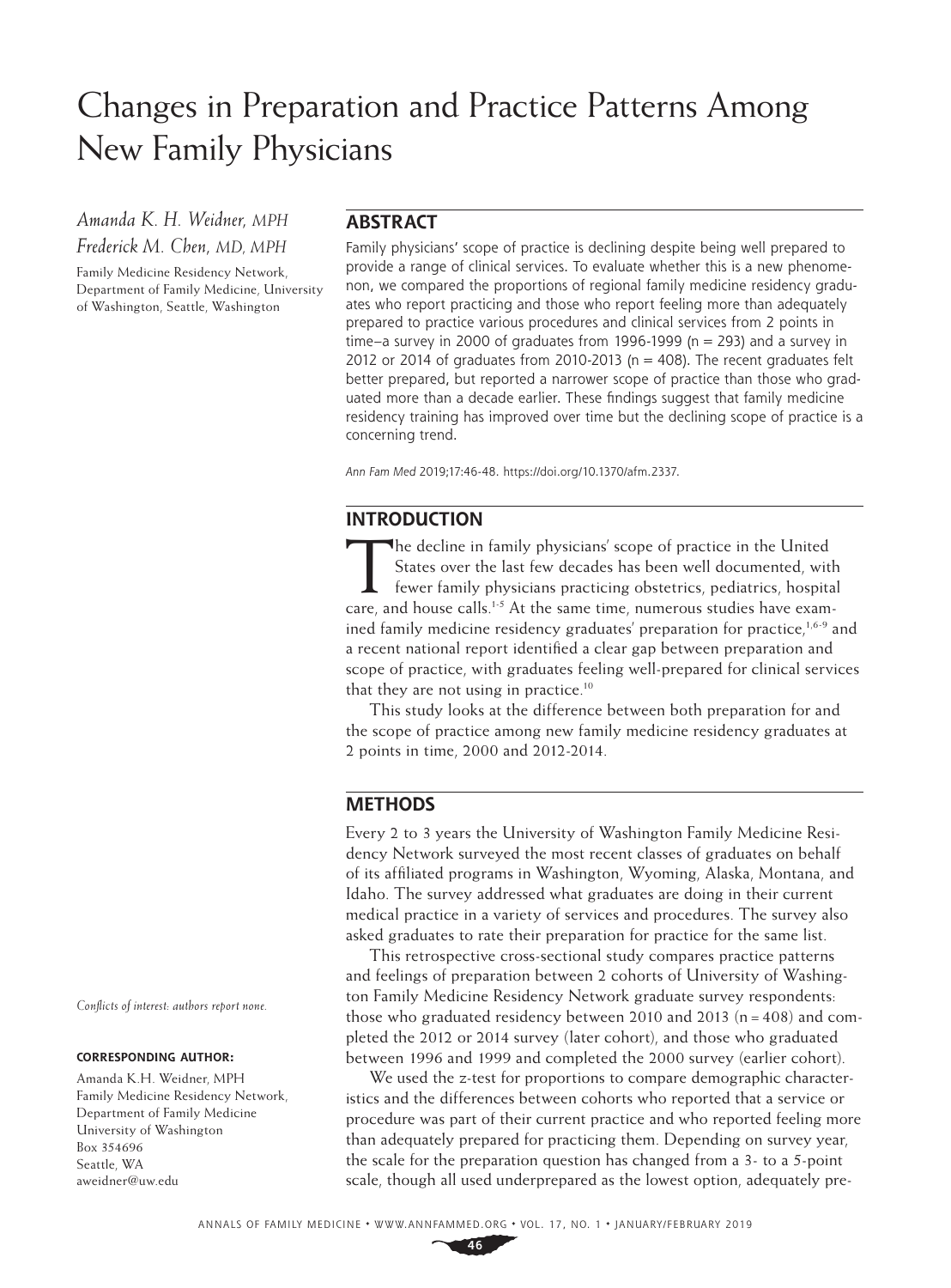# Changes in Preparation and Practice Patterns Among New Family Physicians

*Amanda K. H. Weidner, MPH*
*Frederick M. Chen, MD, MPH*

Family Medicine Residency Network, Department of Family Medicine, University of Washington, Seattle, Washington

## ABSTRACT

Family physicians' scope of practice is declining despite being well prepared to provide a range of clinical services. To evaluate whether this is a new phenomenon, we compared the proportions of regional family medicine residency graduates who report practicing and those who report feeling more than adequately prepared to practice various procedures and clinical services from 2 points in time–a survey in 2000 of graduates from 1996-1999 (n = 293) and a survey in 2012 or 2014 of graduates from 2010-2013 (n = 408). The recent graduates felt better prepared, but reported a narrower scope of practice than those who graduated more than a decade earlier. These findings suggest that family medicine residency training has improved over time but the declining scope of practice is a concerning trend.

*Ann Fam Med* 2019;17:46-48. https://doi.org/10.1370/afm.2337.

## INTRODUCTION

The decline in family physicians' scope of practice in the United States over the last few decades has been well documented, with fewer family physicians practicing obstetrics, pediatrics, hospital care, and house calls.[1-5] At the same time, numerous studies have examined family medicine residency graduates' preparation for practice,[1,6-9] and a recent national report identified a clear gap between preparation and scope of practice, with graduates feeling well-prepared for clinical services that they are not using in practice.[10]

This study looks at the difference between both preparation for and the scope of practice among new family medicine residency graduates at 2 points in time, 2000 and 2012-2014.

## METHODS

Every 2 to 3 years the University of Washington Family Medicine Residency Network surveyed the most recent classes of graduates on behalf of its affiliated programs in Washington, Wyoming, Alaska, Montana, and Idaho. The survey addressed what graduates are doing in their current medical practice in a variety of services and procedures. The survey also asked graduates to rate their preparation for practice for the same list.

This retrospective cross-sectional study compares practice patterns and feelings of preparation between 2 cohorts of University of Washington Family Medicine Residency Network graduate survey respondents: those who graduated residency between 2010 and 2013 (n = 408) and completed the 2012 or 2014 survey (later cohort), and those who graduated between 1996 and 1999 and completed the 2000 survey (earlier cohort).

We used the z-test for proportions to compare demographic characteristics and the differences between cohorts who reported that a service or procedure was part of their current practice and who reported feeling more than adequately prepared for practicing them. Depending on survey year, the scale for the preparation question has changed from a 3- to a 5-point scale, though all used underprepared as the lowest option, adequately pre-

*Conflicts of interest: authors report none.*

**CORRESPONDING AUTHOR:**

Amanda K.H. Weidner, MPH
Family Medicine Residency Network,
Department of Family Medicine
University of Washington
Box 354696
Seattle, WA
aweidner@uw.edu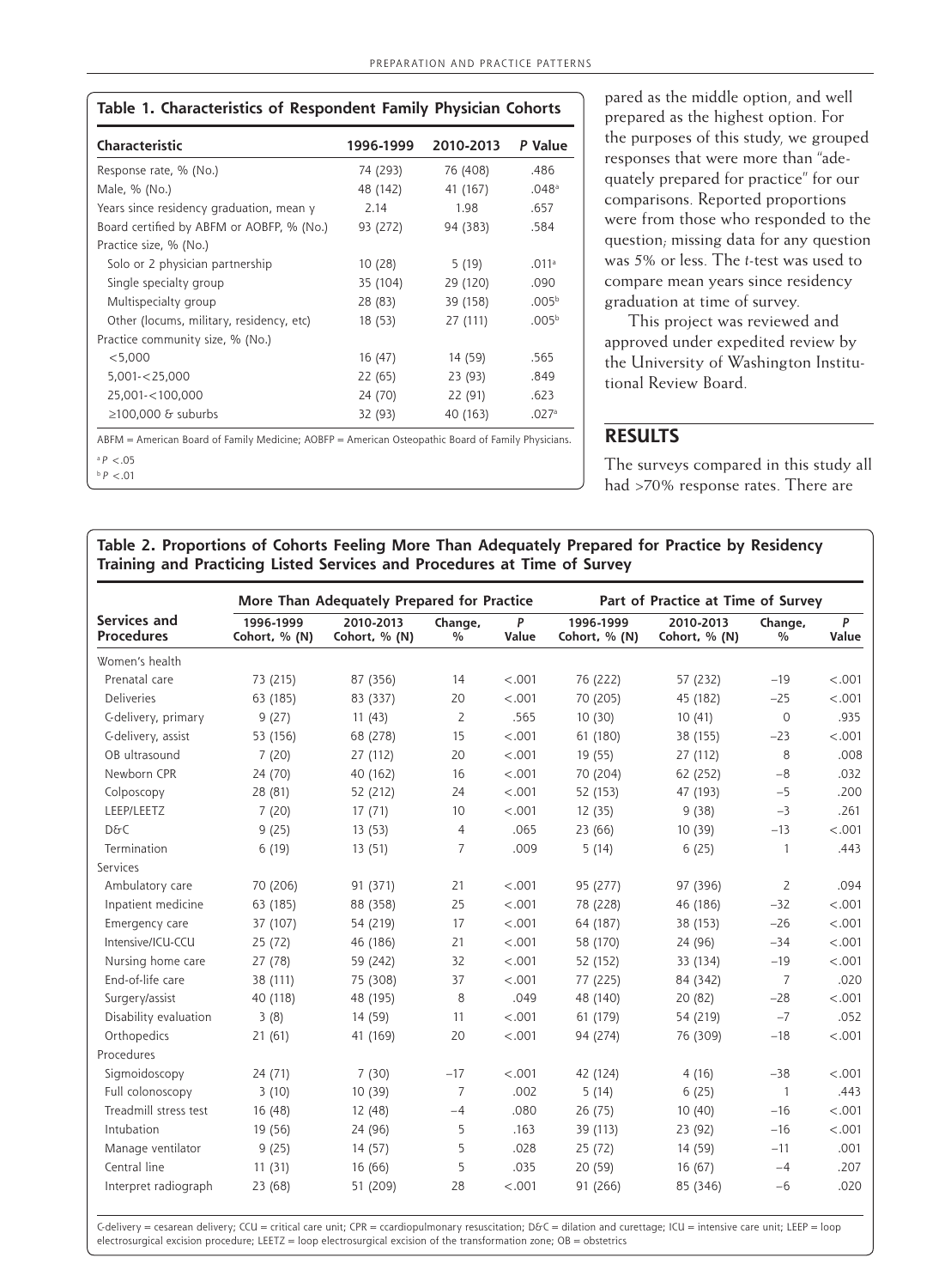**Table 1. Characteristics of Respondent Family Physician Cohorts**

| Characteristic | 1996-1999 | 2010-2013 | P Value |
|---|---|---|---|
| Response rate, % (No.) | 74 (293) | 76 (408) | .486 |
| Male, % (No.) | 48 (142) | 41 (167) | .048[a] |
| Years since residency graduation, mean y | 2.14 | 1.98 | .657 |
| Board certified by ABFM or AOBFP, % (No.) | 93 (272) | 94 (383) | .584 |
| Practice size, % (No.) | | | |
| Solo or 2 physician partnership | 10 (28) | 5 (19) | .011[a] |
| Single specialty group | 35 (104) | 29 (120) | .090 |
| Multispecialty group | 28 (83) | 39 (158) | .005[b] |
| Other (locums, military, residency, etc) | 18 (53) | 27 (111) | .005[b] |
| Practice community size, % (No.) | | | |
| <5,000 | 16 (47) | 14 (59) | .565 |
| 5,001-<25,000 | 22 (65) | 23 (93) | .849 |
| 25,001-<100,000 | 24 (70) | 22 (91) | .623 |
| ≥100,000 & suburbs | 32 (93) | 40 (163) | .027[a] |

ABFM = American Board of Family Medicine; AOBFP = American Osteopathic Board of Family Physicians.

[a] $P < .05$

[b] $P < .01$

pared as the middle option, and well prepared as the highest option. For the purposes of this study, we grouped responses that were more than "adequately prepared for practice" for our comparisons. Reported proportions were from those who responded to the question; missing data for any question was 5% or less. The *t*-test was used to compare mean years since residency graduation at time of survey.

This project was reviewed and approved under expedited review by the University of Washington Institutional Review Board.

## RESULTS

The surveys compared in this study all had >70% response rates. There are

**Table 2. Proportions of Cohorts Feeling More Than Adequately Prepared for Practice by Residency Training and Practicing Listed Services and Procedures at Time of Survey**

| Services and Procedures | More Than Adequately Prepared for Practice | | | | Part of Practice at Time of Survey | | | |
|---|---|---|---|---|---|---|---|---|
| | 1996-1999 Cohort, % (N) | 2010-2013 Cohort, % (N) | Change, % | P Value | 1996-1999 Cohort, % (N) | 2010-2013 Cohort, % (N) | Change, % | P Value |
| Women's health | | | | | | | | |
| Prenatal care | 73 (215) | 87 (356) | 14 | <.001 | 76 (222) | 57 (232) | −19 | <.001 |
| Deliveries | 63 (185) | 83 (337) | 20 | <.001 | 70 (205) | 45 (182) | −25 | <.001 |
| C-delivery, primary | 9 (27) | 11 (43) | 2 | .565 | 10 (30) | 10 (41) | 0 | .935 |
| C-delivery, assist | 53 (156) | 68 (278) | 15 | <.001 | 61 (180) | 38 (155) | −23 | <.001 |
| OB ultrasound | 7 (20) | 27 (112) | 20 | <.001 | 19 (55) | 27 (112) | 8 | .008 |
| Newborn CPR | 24 (70) | 40 (162) | 16 | <.001 | 70 (204) | 62 (252) | −8 | .032 |
| Colposcopy | 28 (81) | 52 (212) | 24 | <.001 | 52 (153) | 47 (193) | −5 | .200 |
| LEEP/LEETZ | 7 (20) | 17 (71) | 10 | <.001 | 12 (35) | 9 (38) | −3 | .261 |
| D&C | 9 (25) | 13 (53) | 4 | .065 | 23 (66) | 10 (39) | −13 | <.001 |
| Termination | 6 (19) | 13 (51) | 7 | .009 | 5 (14) | 6 (25) | 1 | .443 |
| Services | | | | | | | | |
| Ambulatory care | 70 (206) | 91 (371) | 21 | <.001 | 95 (277) | 97 (396) | 2 | .094 |
| Inpatient medicine | 63 (185) | 88 (358) | 25 | <.001 | 78 (228) | 46 (186) | −32 | <.001 |
| Emergency care | 37 (107) | 54 (219) | 17 | <.001 | 64 (187) | 38 (153) | −26 | <.001 |
| Intensive/ICU-CCU | 25 (72) | 46 (186) | 21 | <.001 | 58 (170) | 24 (96) | −34 | <.001 |
| Nursing home care | 27 (78) | 59 (242) | 32 | <.001 | 52 (152) | 33 (134) | −19 | <.001 |
| End-of-life care | 38 (111) | 75 (308) | 37 | <.001 | 77 (225) | 84 (342) | 7 | .020 |
| Surgery/assist | 40 (118) | 48 (195) | 8 | .049 | 48 (140) | 20 (82) | −28 | <.001 |
| Disability evaluation | 3 (8) | 14 (59) | 11 | <.001 | 61 (179) | 54 (219) | −7 | .052 |
| Orthopedics | 21 (61) | 41 (169) | 20 | <.001 | 94 (274) | 76 (309) | −18 | <.001 |
| Procedures | | | | | | | | |
| Sigmoidoscopy | 24 (71) | 7 (30) | −17 | <.001 | 42 (124) | 4 (16) | −38 | <.001 |
| Full colonoscopy | 3 (10) | 10 (39) | 7 | .002 | 5 (14) | 6 (25) | 1 | .443 |
| Treadmill stress test | 16 (48) | 12 (48) | −4 | .080 | 26 (75) | 10 (40) | −16 | <.001 |
| Intubation | 19 (56) | 24 (96) | 5 | .163 | 39 (113) | 23 (92) | −16 | <.001 |
| Manage ventilator | 9 (25) | 14 (57) | 5 | .028 | 25 (72) | 14 (59) | −11 | .001 |
| Central line | 11 (31) | 16 (66) | 5 | .035 | 20 (59) | 16 (67) | −4 | .207 |
| Interpret radiograph | 23 (68) | 51 (209) | 28 | <.001 | 91 (266) | 85 (346) | −6 | .020 |

C-delivery = cesarean delivery; CCU = critical care unit; CPR = ccardiopulmonary resuscitation; D&C = dilation and curettage; ICU = intensive care unit; LEEP = loop electrosurgical excision procedure; LEETZ = loop electrosurgical excision of the transformation zone; OB = obstetrics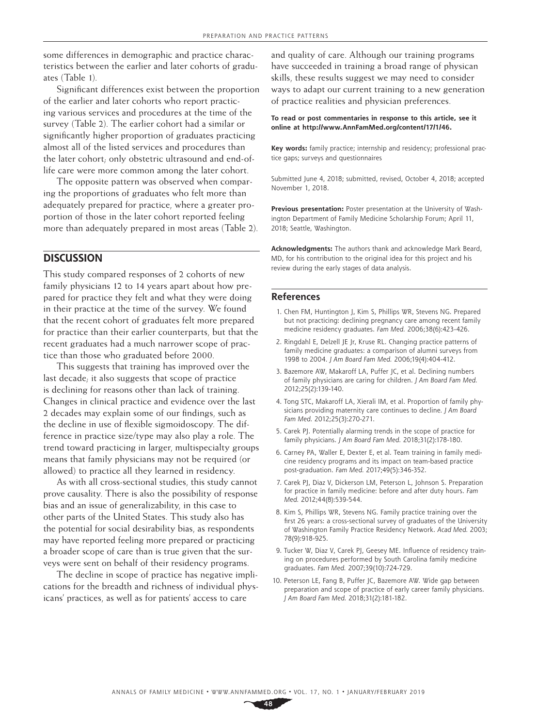some differences in demographic and practice characteristics between the earlier and later cohorts of graduates (Table 1).

Significant differences exist between the proportion of the earlier and later cohorts who report practicing various services and procedures at the time of the survey (Table 2). The earlier cohort had a similar or significantly higher proportion of graduates practicing almost all of the listed services and procedures than the later cohort; only obstetric ultrasound and end-of-life care were more common among the later cohort.

The opposite pattern was observed when comparing the proportions of graduates who felt more than adequately prepared for practice, where a greater proportion of those in the later cohort reported feeling more than adequately prepared in most areas (Table 2).

## DISCUSSION

This study compared responses of 2 cohorts of new family physicians 12 to 14 years apart about how prepared for practice they felt and what they were doing in their practice at the time of the survey. We found that the recent cohort of graduates felt more prepared for practice than their earlier counterparts, but that the recent graduates had a much narrower scope of practice than those who graduated before 2000.

This suggests that training has improved over the last decade; it also suggests that scope of practice is declining for reasons other than lack of training. Changes in clinical practice and evidence over the last 2 decades may explain some of our findings, such as the decline in use of flexible sigmoidoscopy. The difference in practice size/type may also play a role. The trend toward practicing in larger, multispecialty groups means that family physicians may not be required (or allowed) to practice all they learned in residency.

As with all cross-sectional studies, this study cannot prove causality. There is also the possibility of response bias and an issue of generalizability, in this case to other parts of the United States. This study also has the potential for social desirability bias, as respondents may have reported feeling more prepared or practicing a broader scope of care than is true given that the surveys were sent on behalf of their residency programs.

The decline in scope of practice has negative implications for the breadth and richness of individual physicians' practices, as well as for patients' access to care and quality of care. Although our training programs have succeeded in training a broad range of physican skills, these results suggest we may need to consider ways to adapt our current training to a new generation of practice realities and physician preferences.

**To read or post commentaries in response to this article, see it online at http://www.AnnFamMed.org/content/17/1/46.**

**Key words:** family practice; internship and residency; professional practice gaps; surveys and questionnaires

Submitted June 4, 2018; submitted, revised, October 4, 2018; accepted November 1, 2018.

**Previous presentation:** Poster presentation at the University of Washington Department of Family Medicine Scholarship Forum; April 11, 2018; Seattle, Washington.

**Acknowledgments:** The authors thank and acknowledge Mark Beard, MD, for his contribution to the original idea for this project and his review during the early stages of data analysis.

## References

1. Chen FM, Huntington J, Kim S, Phillips WR, Stevens NG. Prepared but not practicing: declining pregnancy care among recent family medicine residency graduates. *Fam Med.* 2006;38(6):423-426.
2. Ringdahl E, Delzell JE Jr, Kruse RL. Changing practice patterns of family medicine graduates: a comparison of alumni surveys from 1998 to 2004. *J Am Board Fam Med.* 2006;19(4):404-412.
3. Bazemore AW, Makaroff LA, Puffer JC, et al. Declining numbers of family physicians are caring for children. *J Am Board Fam Med.* 2012;25(2):139-140.
4. Tong STC, Makaroff LA, Xierali IM, et al. Proportion of family physicians providing maternity care continues to decline. *J Am Board Fam Med.* 2012;25(3):270-271.
5. Carek PJ. Potentially alarming trends in the scope of practice for family physicians. *J Am Board Fam Med.* 2018;31(2):178-180.
6. Carney PA, Waller E, Dexter E, et al. Team training in family medicine residency programs and its impact on team-based practice post-graduation. *Fam Med.* 2017;49(5):346-352.
7. Carek PJ, Diaz V, Dickerson LM, Peterson L, Johnson S. Preparation for practice in family medicine: before and after duty hours. *Fam Med.* 2012;44(8):539-544.
8. Kim S, Phillips WR, Stevens NG. Family practice training over the first 26 years: a cross-sectional survey of graduates of the University of Washington Family Practice Residency Network. *Acad Med.* 2003; 78(9):918-925.
9. Tucker W, Diaz V, Carek PJ, Geesey ME. Influence of residency training on procedures performed by South Carolina family medicine graduates. *Fam Med.* 2007;39(10):724-729.
10. Peterson LE, Fang B, Puffer JC, Bazemore AW. Wide gap between preparation and scope of practice of early career family physicians. *J Am Board Fam Med.* 2018;31(2):181-182.